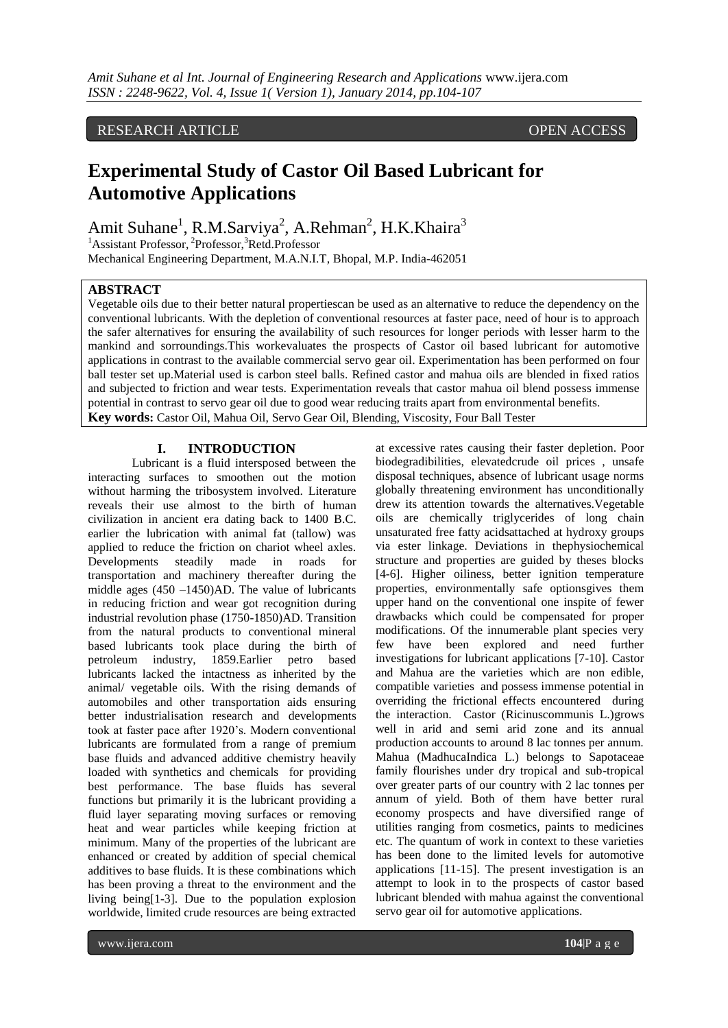RESEARCH ARTICLE OPEN ACCESS

# Experimental Study of Castor Oil Based Lubricant for Automotive Applications

Amit Suhane[1], R.M.Sarviya[2], A.Rehman[2], H.K.Khaira[3]

[1]Assistant Professor, [2]Professor,[3]Retd.Professor

Mechanical Engineering Department, M.A.N.I.T, Bhopal, M.P. India-462051

## ABSTRACT

Vegetable oils due to their better natural propertiescan be used as an alternative to reduce the dependency on the conventional lubricants. With the depletion of conventional resources at faster pace, need of hour is to approach the safer alternatives for ensuring the availability of such resources for longer periods with lesser harm to the mankind and sorroundings.This workevaluates the prospects of Castor oil based lubricant for automotive applications in contrast to the available commercial servo gear oil. Experimentation has been performed on four ball tester set up.Material used is carbon steel balls. Refined castor and mahua oils are blended in fixed ratios and subjected to friction and wear tests. Experimentation reveals that castor mahua oil blend possess immense potential in contrast to servo gear oil due to good wear reducing traits apart from environmental benefits.

**Key words:** Castor Oil, Mahua Oil, Servo Gear Oil, Blending, Viscosity, Four Ball Tester

## I. INTRODUCTION

Lubricant is a fluid interspersed between the interacting surfaces to smoothen out the motion without harming the tribosystem involved. Literature reveals their use almost to the birth of human civilization in ancient era dating back to 1400 B.C. earlier the lubrication with animal fat (tallow) was applied to reduce the friction on chariot wheel axles. Developments steadily made in roads for transportation and machinery thereafter during the middle ages (450 –1450)AD. The value of lubricants in reducing friction and wear got recognition during industrial revolution phase (1750-1850)AD. Transition from the natural products to conventional mineral based lubricants took place during the birth of petroleum industry, 1859.Earlier petro based lubricants lacked the intactness as inherited by the animal/ vegetable oils. With the rising demands of automobiles and other transportation aids ensuring better industrialisation research and developments took at faster pace after 1920's. Modern conventional lubricants are formulated from a range of premium base fluids and advanced additive chemistry heavily loaded with synthetics and chemicals for providing best performance. The base fluids has several functions but primarily it is the lubricant providing a fluid layer separating moving surfaces or removing heat and wear particles while keeping friction at minimum. Many of the properties of the lubricant are enhanced or created by addition of special chemical additives to base fluids. It is these combinations which has been proving a threat to the environment and the living being[1-3]. Due to the population explosion worldwide, limited crude resources are being extracted at excessive rates causing their faster depletion. Poor biodegradibilities, elevatedcrude oil prices , unsafe disposal techniques, absence of lubricant usage norms globally threatening environment has unconditionally drew its attention towards the alternatives.Vegetable oils are chemically triglycerides of long chain unsaturated free fatty acidsattached at hydroxy groups via ester linkage. Deviations in thephysiochemical structure and properties are guided by theses blocks [4-6]. Higher oiliness, better ignition temperature properties, environmentally safe optionsgives them upper hand on the conventional one inspite of fewer drawbacks which could be compensated for proper modifications. Of the innumerable plant species very few have been explored and need further investigations for lubricant applications [7-10]. Castor and Mahua are the varieties which are non edible, compatible varieties and possess immense potential in overriding the frictional effects encountered during the interaction. Castor (Ricinuscommunis L.)grows well in arid and semi arid zone and its annual production accounts to around 8 lac tonnes per annum. Mahua (MadhucaIndica L.) belongs to Sapotaceae family flourishes under dry tropical and sub-tropical over greater parts of our country with 2 lac tonnes per annum of yield. Both of them have better rural economy prospects and have diversified range of utilities ranging from cosmetics, paints to medicines etc. The quantum of work in context to these varieties has been done to the limited levels for automotive applications [11-15]. The present investigation is an attempt to look in to the prospects of castor based lubricant blended with mahua against the conventional servo gear oil for automotive applications.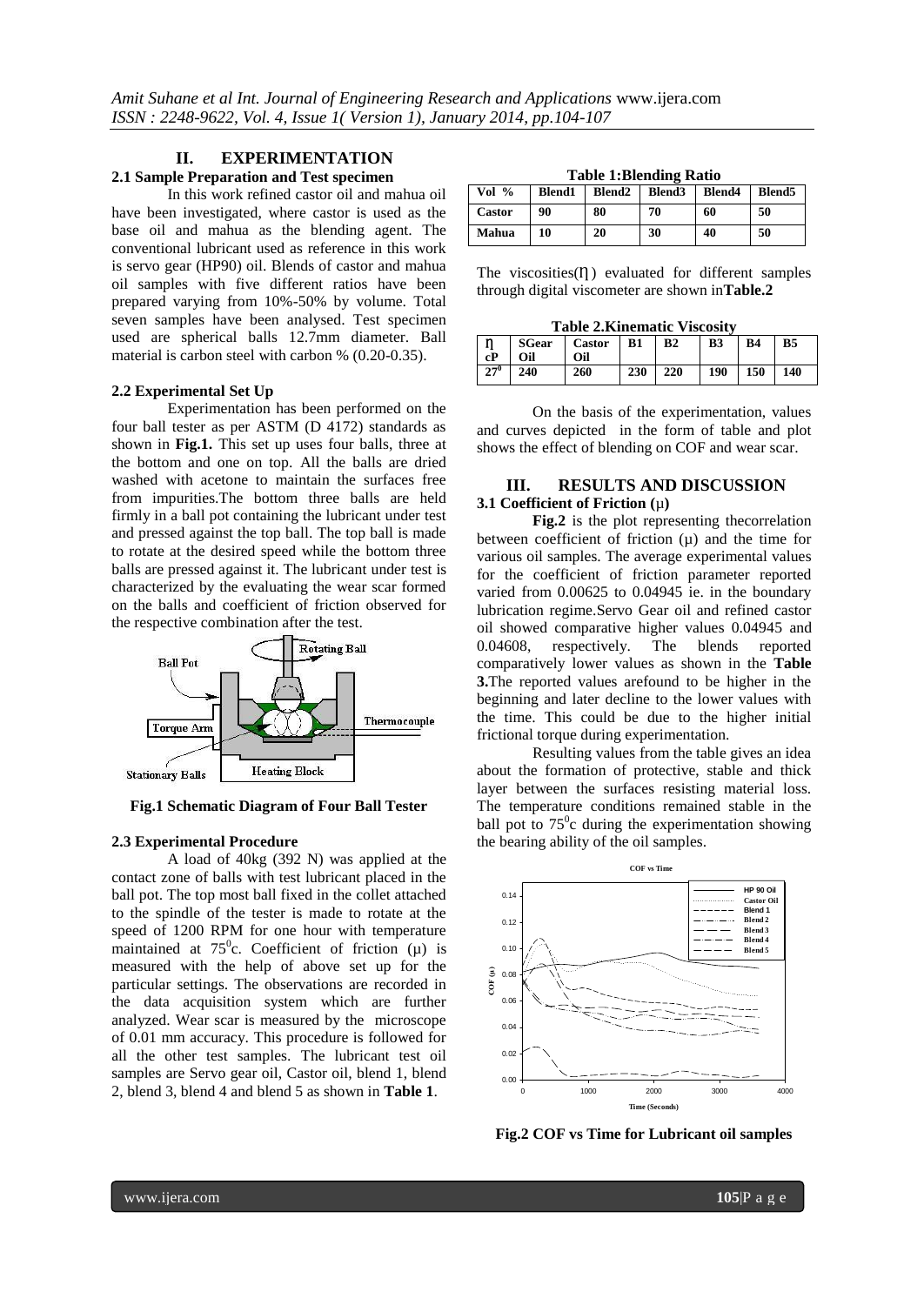## II. EXPERIMENTATION

### 2.1 Sample Preparation and Test specimen

In this work refined castor oil and mahua oil have been investigated, where castor is used as the base oil and mahua as the blending agent. The conventional lubricant used as reference in this work is servo gear (HP90) oil. Blends of castor and mahua oil samples with five different ratios have been prepared varying from 10%-50% by volume. Total seven samples have been analysed. Test specimen used are spherical balls 12.7mm diameter. Ball material is carbon steel with carbon % (0.20-0.35).

### 2.2 Experimental Set Up

Experimentation has been performed on the four ball tester as per ASTM (D 4172) standards as shown in **Fig.1.** This set up uses four balls, three at the bottom and one on top. All the balls are dried washed with acetone to maintain the surfaces free from impurities.The bottom three balls are held firmly in a ball pot containing the lubricant under test and pressed against the top ball. The top ball is made to rotate at the desired speed while the bottom three balls are pressed against it. The lubricant under test is characterized by the evaluating the wear scar formed on the balls and coefficient of friction observed for the respective combination after the test.

**Fig.1 Schematic Diagram of Four Ball Tester**

### 2.3 Experimental Procedure

A load of 40kg (392 N) was applied at the contact zone of balls with test lubricant placed in the ball pot. The top most ball fixed in the collet attached to the spindle of the tester is made to rotate at the speed of 1200 RPM for one hour with temperature maintained at $75^0$c. Coefficient of friction (μ) is measured with the help of above set up for the particular settings. The observations are recorded in the data acquisition system which are further analyzed. Wear scar is measured by the microscope of 0.01 mm accuracy. This procedure is followed for all the other test samples. The lubricant test oil samples are Servo gear oil, Castor oil, blend 1, blend 2, blend 3, blend 4 and blend 5 as shown in **Table 1**.

**Table 1:Blending Ratio**

| Vol % | Blend1 | Blend2 | Blend3 | Blend4 | Blend5 |
|---|---|---|---|---|---|
| Castor | 90 | 80 | 70 | 60 | 50 |
| Mahua | 10 | 20 | 30 | 40 | 50 |

The viscosities(η) evaluated for different samples through digital viscometer are shown in**Table.2**

**Table 2.Kinematic Viscosity**

| η cP | SGear Oil | Castor Oil | B1 | B2 | B3 | B4 | B5 |
|---|---|---|---|---|---|---|---|
| $27^0$ | 240 | 260 | 230 | 220 | 190 | 150 | 140 |

On the basis of the experimentation, values and curves depicted in the form of table and plot shows the effect of blending on COF and wear scar.

## III. RESULTS AND DISCUSSION

### 3.1 Coefficient of Friction (μ)

**Fig.2** is the plot representing thecorrelation between coefficient of friction (μ) and the time for various oil samples. The average experimental values for the coefficient of friction parameter reported varied from 0.00625 to 0.04945 ie. in the boundary lubrication regime.Servo Gear oil and refined castor oil showed comparative higher values 0.04945 and 0.04608, respectively. The blends reported comparatively lower values as shown in the **Table 3.**The reported values arefound to be higher in the beginning and later decline to the lower values with the time. This could be due to the higher initial frictional torque during experimentation.

Resulting values from the table gives an idea about the formation of protective, stable and thick layer between the surfaces resisting material loss. The temperature conditions remained stable in the ball pot to $75^0$c during the experimentation showing the bearing ability of the oil samples.

**Fig.2 COF vs Time for Lubricant oil samples**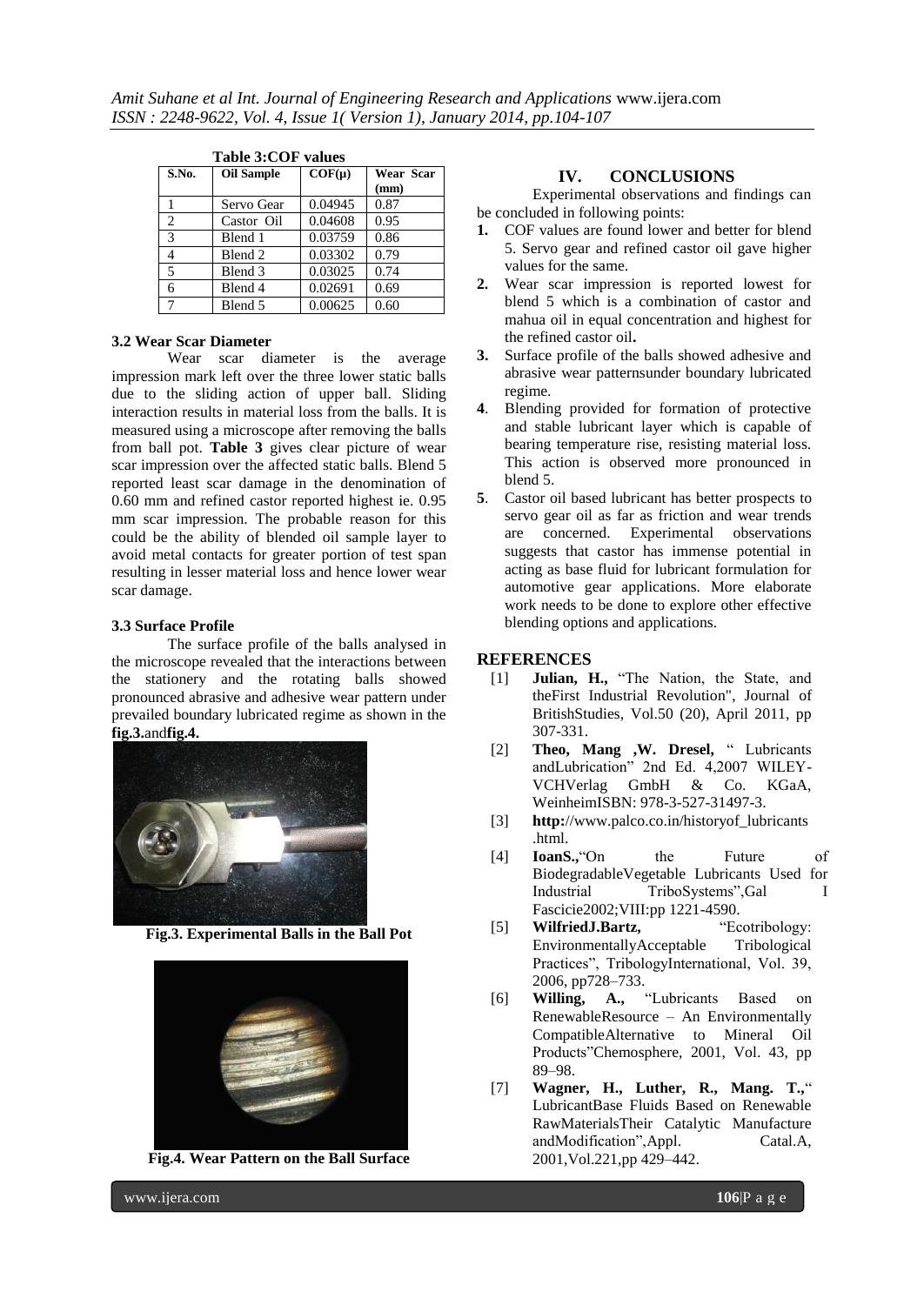**Table 3:COF values**

| S.No. | Oil Sample | COF(μ) | Wear Scar (mm) |
|---|---|---|---|
| 1 | Servo Gear | 0.04945 | 0.87 |
| 2 | Castor Oil | 0.04608 | 0.95 |
| 3 | Blend 1 | 0.03759 | 0.86 |
| 4 | Blend 2 | 0.03302 | 0.79 |
| 5 | Blend 3 | 0.03025 | 0.74 |
| 6 | Blend 4 | 0.02691 | 0.69 |
| 7 | Blend 5 | 0.00625 | 0.60 |

### 3.2 Wear Scar Diameter

Wear scar diameter is the average impression mark left over the three lower static balls due to the sliding action of upper ball. Sliding interaction results in material loss from the balls. It is measured using a microscope after removing the balls from ball pot. **Table 3** gives clear picture of wear scar impression over the affected static balls. Blend 5 reported least scar damage in the denomination of 0.60 mm and refined castor reported highest ie. 0.95 mm scar impression. The probable reason for this could be the ability of blended oil sample layer to avoid metal contacts for greater portion of test span resulting in lesser material loss and hence lower wear scar damage.

### 3.3 Surface Profile

The surface profile of the balls analysed in the microscope revealed that the interactions between the stationery and the rotating balls showed pronounced abrasive and adhesive wear pattern under prevailed boundary lubricated regime as shown in the **fig.3.**and**fig.4.**

**Fig.3. Experimental Balls in the Ball Pot**

**Fig.4. Wear Pattern on the Ball Surface**

## IV. CONCLUSIONS

Experimental observations and findings can be concluded in following points:

1. COF values are found lower and better for blend 5. Servo gear and refined castor oil gave higher values for the same.
2. Wear scar impression is reported lowest for blend 5 which is a combination of castor and mahua oil in equal concentration and highest for the refined castor oil**.**
3. Surface profile of the balls showed adhesive and abrasive wear patternsunder boundary lubricated regime.
4. Blending provided for formation of protective and stable lubricant layer which is capable of bearing temperature rise, resisting material loss. This action is observed more pronounced in blend 5.
5. Castor oil based lubricant has better prospects to servo gear oil as far as friction and wear trends are concerned. Experimental observations suggests that castor has immense potential in acting as base fluid for lubricant formulation for automotive gear applications. More elaborate work needs to be done to explore other effective blending options and applications.

## REFERENCES

[1] **Julian, H.,** "The Nation, the State, and theFirst Industrial Revolution", Journal of BritishStudies, Vol.50 (20), April 2011, pp 307-331.

[2] **Theo, Mang ,W. Dresel,** " Lubricants andLubrication" 2nd Ed. 4,2007 WILEY-VCHVerlag GmbH & Co. KGaA, WeinheimISBN: 978-3-527-31497-3.

[3] **http:**//www.palco.co.in/historyof_lubricants.html.

[4] **IoanS.,**"On the Future of BiodegradableVegetable Lubricants Used for Industrial TriboSystems",Gal I Fascicie2002;VIII:pp 1221-4590.

[5] **WilfriedJ.Bartz,** "Ecotribology: EnvironmentallyAcceptable Tribological Practices", TribologyInternational, Vol. 39, 2006, pp728–733.

[6] **Willing, A.,** "Lubricants Based on RenewableResource – An Environmentally CompatibleAlternative to Mineral Oil Products"Chemosphere, 2001, Vol. 43, pp 89–98.

[7] **Wagner, H., Luther, R., Mang. T.,**" LubricantBase Fluids Based on Renewable RawMaterialsTheir Catalytic Manufacture andModification",Appl. Catal.A, 2001,Vol.221,pp 429–442.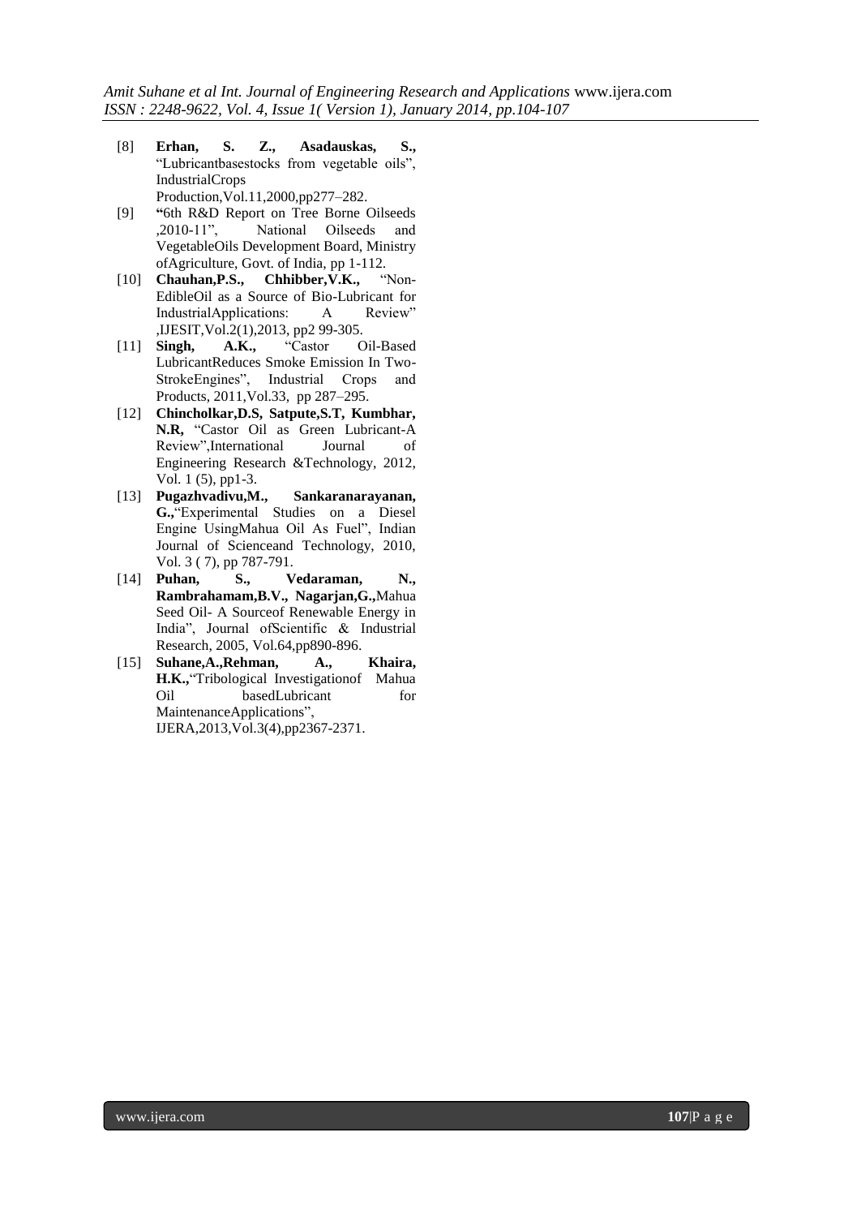[8] **Erhan, S. Z., Asadauskas, S.,** "Lubricantbasestocks from vegetable oils", IndustrialCrops Production,Vol.11,2000,pp277–282.

[9] **"**6th R&D Report on Tree Borne Oilseeds ,2010-11", National Oilseeds and VegetableOils Development Board, Ministry ofAgriculture, Govt. of India, pp 1-112.

[10] **Chauhan,P.S., Chhibber,V.K.,** "Non-EdibleOil as a Source of Bio-Lubricant for IndustrialApplications: A Review" ,IJESIT,Vol.2(1),2013, pp2 99-305.

[11] **Singh, A.K.,** "Castor Oil-Based LubricantReduces Smoke Emission In Two-StrokeEngines", Industrial Crops and Products, 2011,Vol.33, pp 287–295.

[12] **Chincholkar,D.S, Satpute,S.T, Kumbhar, N.R,** "Castor Oil as Green Lubricant-A Review",International Journal of Engineering Research &Technology, 2012, Vol. 1 (5), pp1-3.

[13] **Pugazhvadivu,M., Sankaranarayanan, G.,**"Experimental Studies on a Diesel Engine UsingMahua Oil As Fuel", Indian Journal of Scienceand Technology, 2010, Vol. 3 ( 7), pp 787-791.

[14] **Puhan, S., Vedaraman, N., Rambrahamam,B.V., Nagarjan,G.,**Mahua Seed Oil- A Sourceof Renewable Energy in India", Journal ofScientific & Industrial Research, 2005, Vol.64,pp890-896.

[15] **Suhane,A.,Rehman, A., Khaira, H.K.,**"Tribological Investigationof Mahua Oil basedLubricant for MaintenanceApplications", IJERA,2013,Vol.3(4),pp2367-2371.